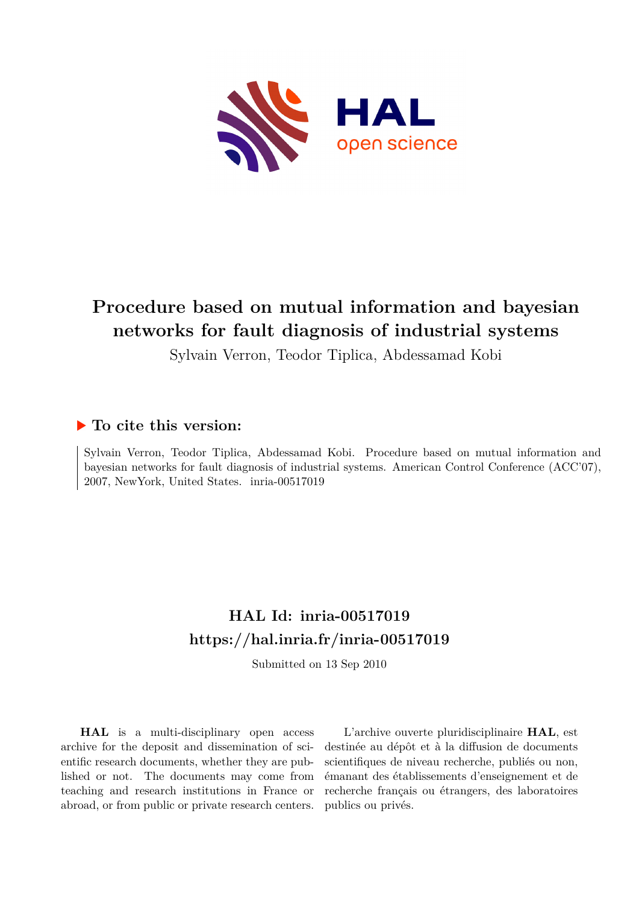# Procedure based on mutual information and bayesian networks for fault diagnosis of industrial systems

Sylvain Verron, Teodor Tiplica, Abdessamad Kobi

## ▶ To cite this version:

Sylvain Verron, Teodor Tiplica, Abdessamad Kobi. Procedure based on mutual information and bayesian networks for fault diagnosis of industrial systems. American Control Conference (ACC'07), 2007, NewYork, United States. inria-00517019

## HAL Id: inria-00517019

## https://hal.inria.fr/inria-00517019

Submitted on 13 Sep 2010

**HAL** is a multi-disciplinary open access archive for the deposit and dissemination of scientific research documents, whether they are published or not. The documents may come from teaching and research institutions in France or abroad, or from public or private research centers.

L'archive ouverte pluridisciplinaire **HAL**, est destinée au dépôt et à la diffusion de documents scientifiques de niveau recherche, publiés ou non, émanant des établissements d'enseignement et de recherche français ou étrangers, des laboratoires publics ou privés.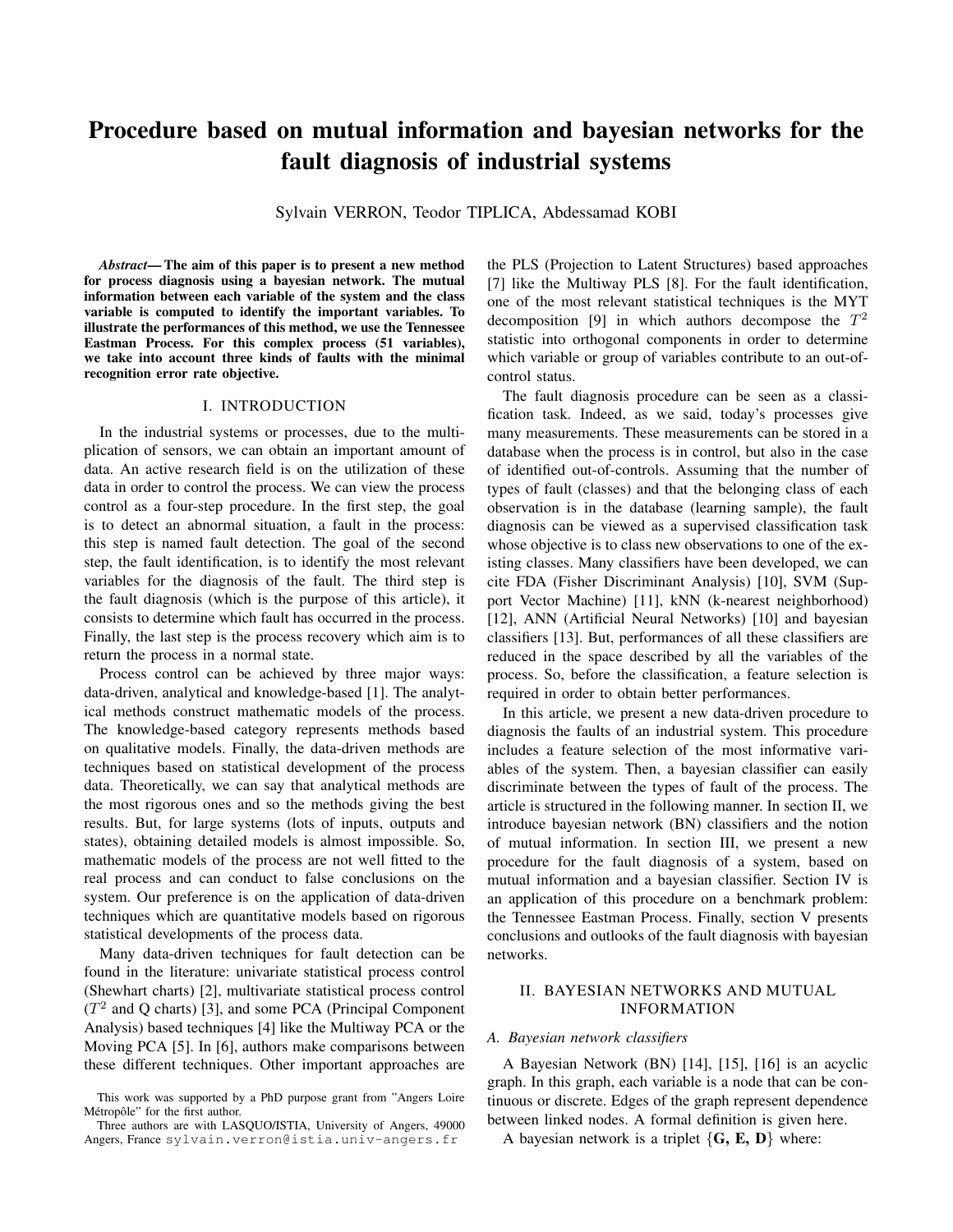# Procedure based on mutual information and bayesian networks for the fault diagnosis of industrial systems

Sylvain VERRON, Teodor TIPLICA, Abdessamad KOBI

***Abstract*— The aim of this paper is to present a new method for process diagnosis using a bayesian network. The mutual information between each variable of the system and the class variable is computed to identify the important variables. To illustrate the performances of this method, we use the Tennessee Eastman Process. For this complex process (51 variables), we take into account three kinds of faults with the minimal recognition error rate objective.**

## I. INTRODUCTION

In the industrial systems or processes, due to the multiplication of sensors, we can obtain an important amount of data. An active research field is on the utilization of these data in order to control the process. We can view the process control as a four-step procedure. In the first step, the goal is to detect an abnormal situation, a fault in the process: this step is named fault detection. The goal of the second step, the fault identification, is to identify the most relevant variables for the diagnosis of the fault. The third step is the fault diagnosis (which is the purpose of this article), it consists to determine which fault has occurred in the process. Finally, the last step is the process recovery which aim is to return the process in a normal state.

Process control can be achieved by three major ways: data-driven, analytical and knowledge-based [1]. The analytical methods construct mathematic models of the process. The knowledge-based category represents methods based on qualitative models. Finally, the data-driven methods are techniques based on statistical development of the process data. Theoretically, we can say that analytical methods are the most rigorous ones and so the methods giving the best results. But, for large systems (lots of inputs, outputs and states), obtaining detailed models is almost impossible. So, mathematic models of the process are not well fitted to the real process and can conduct to false conclusions on the system. Our preference is on the application of data-driven techniques which are quantitative models based on rigorous statistical developments of the process data.

Many data-driven techniques for fault detection can be found in the literature: univariate statistical process control (Shewhart charts) [2], multivariate statistical process control ($T^2$ and Q charts) [3], and some PCA (Principal Component Analysis) based techniques [4] like the Multiway PCA or the Moving PCA [5]. In [6], authors make comparisons between these different techniques. Other important approaches are the PLS (Projection to Latent Structures) based approaches [7] like the Multiway PLS [8]. For the fault identification, one of the most relevant statistical techniques is the MYT decomposition [9] in which authors decompose the $T^2$ statistic into orthogonal components in order to determine which variable or group of variables contribute to an out-of-control status.

The fault diagnosis procedure can be seen as a classification task. Indeed, as we said, today's processes give many measurements. These measurements can be stored in a database when the process is in control, but also in the case of identified out-of-controls. Assuming that the number of types of fault (classes) and that the belonging class of each observation is in the database (learning sample), the fault diagnosis can be viewed as a supervised classification task whose objective is to class new observations to one of the existing classes. Many classifiers have been developed, we can cite FDA (Fisher Discriminant Analysis) [10], SVM (Support Vector Machine) [11], kNN (k-nearest neighborhood) [12], ANN (Artificial Neural Networks) [10] and bayesian classifiers [13]. But, performances of all these classifiers are reduced in the space described by all the variables of the process. So, before the classification, a feature selection is required in order to obtain better performances.

In this article, we present a new data-driven procedure to diagnosis the faults of an industrial system. This procedure includes a feature selection of the most informative variables of the system. Then, a bayesian classifier can easily discriminate between the types of fault of the process. The article is structured in the following manner. In section II, we introduce bayesian network (BN) classifiers and the notion of mutual information. In section III, we present a new procedure for the fault diagnosis of a system, based on mutual information and a bayesian classifier. Section IV is an application of this procedure on a benchmark problem: the Tennessee Eastman Process. Finally, section V presents conclusions and outlooks of the fault diagnosis with bayesian networks.

## II. BAYESIAN NETWORKS AND MUTUAL INFORMATION

### A. Bayesian network classifiers

A Bayesian Network (BN) [14], [15], [16] is an acyclic graph. In this graph, each variable is a node that can be continuous or discrete. Edges of the graph represent dependence between linked nodes. A formal definition is given here.

A bayesian network is a triplet $\{\mathbf{G}, \mathbf{E}, \mathbf{D}\}$ where:

This work was supported by a PhD purpose grant from "Angers Loire Métropôle" for the first author.

Three authors are with LASQUO/ISTIA, University of Angers, 49000 Angers, France sylvain.verron@istia.univ-angers.fr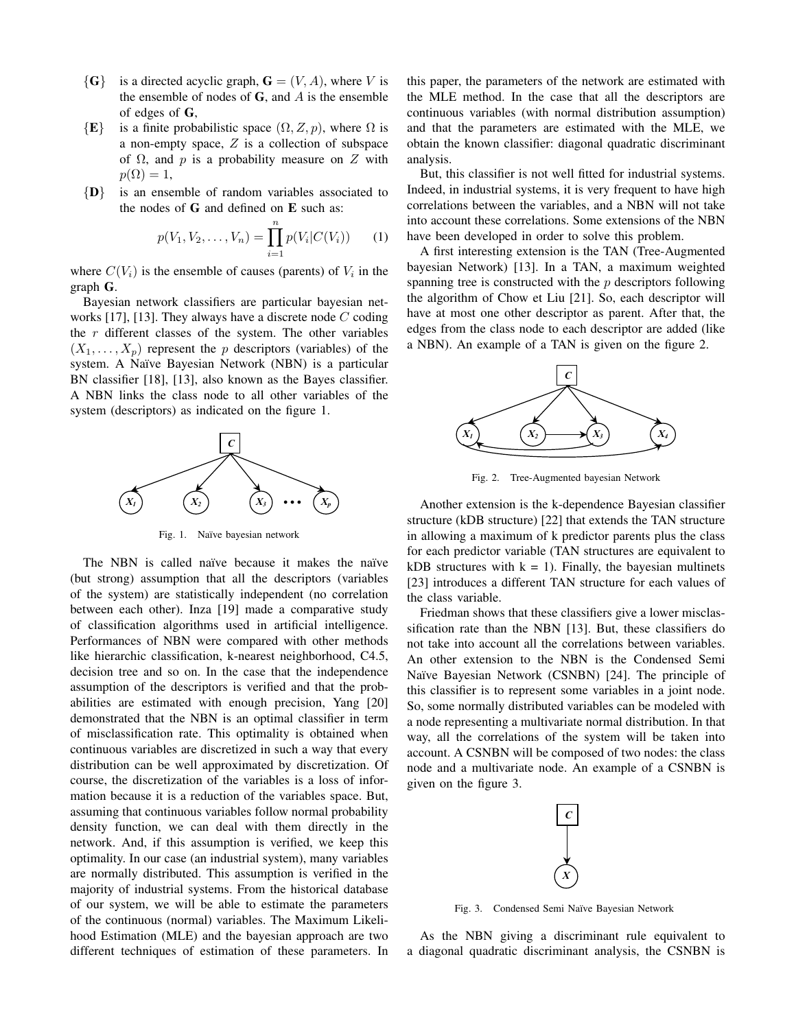{**G**} is a directed acyclic graph, $\mathbf{G} = (V, A)$, where $V$ is the ensemble of nodes of **G**, and $A$ is the ensemble of edges of **G**,

{**E**} is a finite probabilistic space $(\Omega, Z, p)$, where $\Omega$ is a non-empty space, $Z$ is a collection of subspace of $\Omega$, and $p$ is a probability measure on $Z$ with $p(\Omega) = 1$,

{**D**} is an ensemble of random variables associated to the nodes of **G** and defined on **E** such as:

$$p(V_1, V_2, \ldots, V_n) = \prod_{i=1}^{n} p(V_i | C(V_i)) \qquad (1)$$

where $C(V_i)$ is the ensemble of causes (parents) of $V_i$ in the graph **G**.

Bayesian network classifiers are particular bayesian networks [17], [13]. They always have a discrete node $C$ coding the $r$ different classes of the system. The other variables $(X_1, \ldots, X_p)$ represent the $p$ descriptors (variables) of the system. A Naïve Bayesian Network (NBN) is a particular BN classifier [18], [13], also known as the Bayes classifier. A NBN links the class node to all other variables of the system (descriptors) as indicated on the figure 1.

C

$X_1$ $X_2$ $X_3$ ••• $X_p$

Fig. 1. Naïve bayesian network

The NBN is called naïve because it makes the naïve (but strong) assumption that all the descriptors (variables of the system) are statistically independent (no correlation between each other). Inza [19] made a comparative study of classification algorithms used in artificial intelligence. Performances of NBN were compared with other methods like hierarchic classification, k-nearest neighborhood, C4.5, decision tree and so on. In the case that the independence assumption of the descriptors is verified and that the probabilities are estimated with enough precision, Yang [20] demonstrated that the NBN is an optimal classifier in term of misclassification rate. This optimality is obtained when continuous variables are discretized in such a way that every distribution can be well approximated by discretization. Of course, the discretization of the variables is a loss of information because it is a reduction of the variables space. But, assuming that continuous variables follow normal probability density function, we can deal with them directly in the network. And, if this assumption is verified, we keep this optimality. In our case (an industrial system), many variables are normally distributed. This assumption is verified in the majority of industrial systems. From the historical database of our system, we will be able to estimate the parameters of the continuous (normal) variables. The Maximum Likelihood Estimation (MLE) and the bayesian approach are two different techniques of estimation of these parameters. In this paper, the parameters of the network are estimated with the MLE method. In the case that all the descriptors are continuous variables (with normal distribution assumption) and that the parameters are estimated with the MLE, we obtain the known classifier: diagonal quadratic discriminant analysis.

But, this classifier is not well fitted for industrial systems. Indeed, in industrial systems, it is very frequent to have high correlations between the variables, and a NBN will not take into account these correlations. Some extensions of the NBN have been developed in order to solve this problem.

A first interesting extension is the TAN (Tree-Augmented bayesian Network) [13]. In a TAN, a maximum weighted spanning tree is constructed with the $p$ descriptors following the algorithm of Chow et Liu [21]. So, each descriptor will have at most one other descriptor as parent. After that, the edges from the class node to each descriptor are added (like a NBN). An example of a TAN is given on the figure 2.

C

$X_1$ $X_2$ $X_3$ $X_4$

Fig. 2. Tree-Augmented bayesian Network

Another extension is the k-dependence Bayesian classifier structure (kDB structure) [22] that extends the TAN structure in allowing a maximum of k predictor parents plus the class for each predictor variable (TAN structures are equivalent to kDB structures with k = 1). Finally, the bayesian multinets [23] introduces a different TAN structure for each values of the class variable.

Friedman shows that these classifiers give a lower misclassification rate than the NBN [13]. But, these classifiers do not take into account all the correlations between variables. An other extension to the NBN is the Condensed Semi Naïve Bayesian Network (CSNBN) [24]. The principle of this classifier is to represent some variables in a joint node. So, some normally distributed variables can be modeled with a node representing a multivariate normal distribution. In that way, all the correlations of the system will be taken into account. A CSNBN will be composed of two nodes: the class node and a multivariate node. An example of a CSNBN is given on the figure 3.

C

X

Fig. 3. Condensed Semi Naïve Bayesian Network

As the NBN giving a discriminant rule equivalent to a diagonal quadratic discriminant analysis, the CSNBN is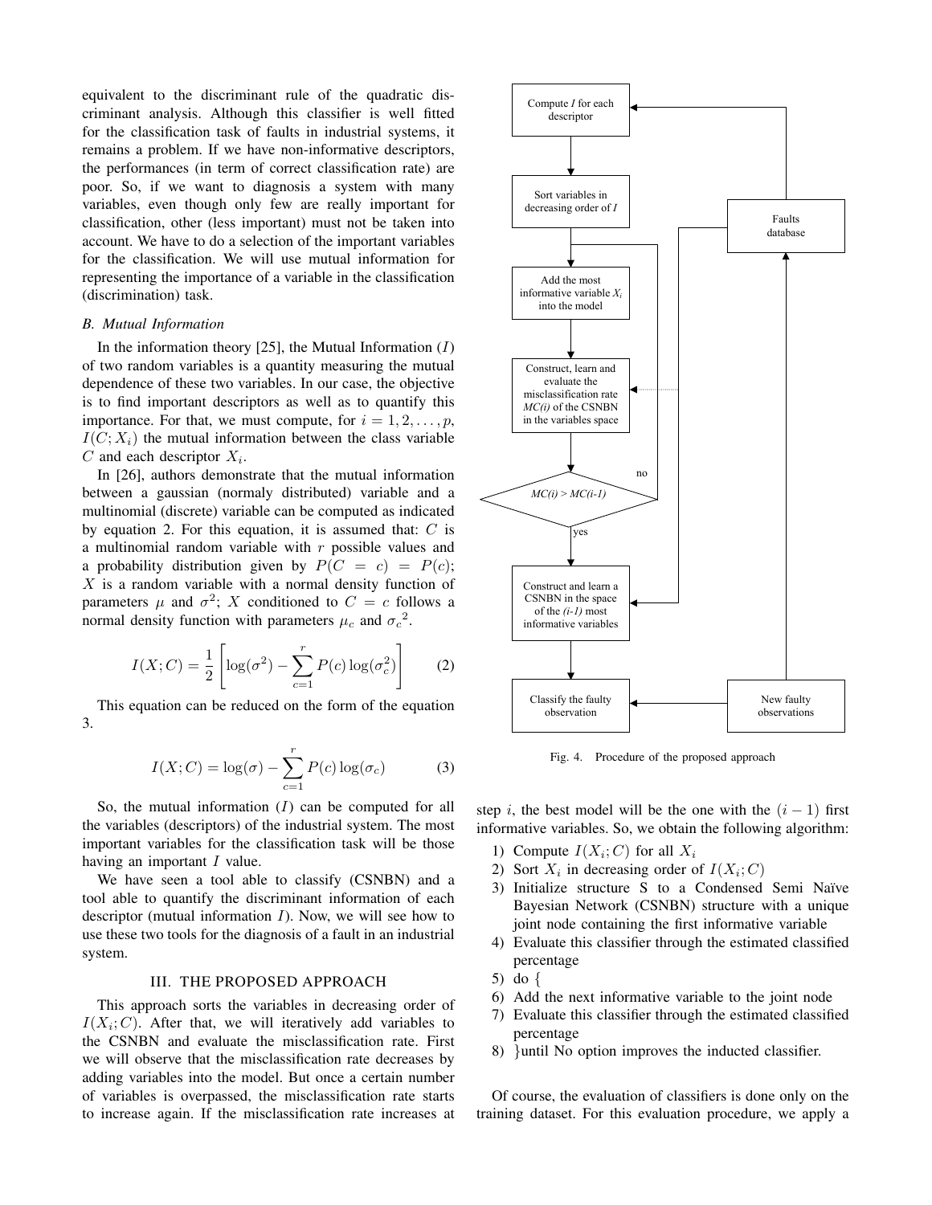equivalent to the discriminant rule of the quadratic discriminant analysis. Although this classifier is well fitted for the classification task of faults in industrial systems, it remains a problem. If we have non-informative descriptors, the performances (in term of correct classification rate) are poor. So, if we want to diagnosis a system with many variables, even though only few are really important for classification, other (less important) must not be taken into account. We have to do a selection of the important variables for the classification. We will use mutual information for representing the importance of a variable in the classification (discrimination) task.

### *B. Mutual Information*

In the information theory [25], the Mutual Information ($I$) of two random variables is a quantity measuring the mutual dependence of these two variables. In our case, the objective is to find important descriptors as well as to quantify this importance. For that, we must compute, for $i = 1, 2, \dots, p$, $I(C; X_i)$ the mutual information between the class variable $C$ and each descriptor $X_i$.

In [26], authors demonstrate that the mutual information between a gaussian (normaly distributed) variable and a multinomial (discrete) variable can be computed as indicated by equation 2. For this equation, it is assumed that: $C$ is a multinomial random variable with $r$ possible values and a probability distribution given by $P(C = c) = P(c)$; $X$ is a random variable with a normal density function of parameters $\mu$ and $\sigma^2$; $X$ conditioned to $C = c$ follows a normal density function with parameters $\mu_c$ and ${\sigma_c}^2$.

$$I(X;C) = \frac{1}{2}\left[\log(\sigma^2) - \sum_{c=1}^{r} P(c)\log(\sigma_c^2)\right] \qquad (2)$$

This equation can be reduced on the form of the equation 3.

$$I(X;C) = \log(\sigma) - \sum_{c=1}^{r} P(c)\log(\sigma_c) \qquad (3)$$

So, the mutual information ($I$) can be computed for all the variables (descriptors) of the industrial system. The most important variables for the classification task will be those having an important $I$ value.

We have seen a tool able to classify (CSNBN) and a tool able to quantify the discriminant information of each descriptor (mutual information $I$). Now, we will see how to use these two tools for the diagnosis of a fault in an industrial system.

## III. The Proposed Approach

This approach sorts the variables in decreasing order of $I(X_i; C)$. After that, we will iteratively add variables to the CSNBN and evaluate the misclassification rate. First we will observe that the misclassification rate decreases by adding variables into the model. But once a certain number of variables is overpassed, the misclassification rate starts to increase again. If the misclassification rate increases at step $i$, the best model will be the one with the $(i - 1)$ first informative variables. So, we obtain the following algorithm:

1) Compute $I(X_i; C)$ for all $X_i$
2) Sort $X_i$ in decreasing order of $I(X_i; C)$
3) Initialize structure S to a Condensed Semi Naïve Bayesian Network (CSNBN) structure with a unique joint node containing the first informative variable
4) Evaluate this classifier through the estimated classified percentage
5) do {
6) Add the next informative variable to the joint node
7) Evaluate this classifier through the estimated classified percentage
8) }until No option improves the inducted classifier.

Compute *I* for each descriptor → Sort variables in decreasing order of *I* → Add the most informative variable $X_i$ into the model → Construct, learn and evaluate the misclassification rate *MC(i)* of the CSNBN in the variables space → *MC(i) > MC(i-1)* (no: back to add variable; yes:) → Construct and learn a CSNBN in the space of the *(i-1)* most informative variables → Classify the faulty observation ← New faulty observations → Faults database

Fig. 4. Procedure of the proposed approach

Of course, the evaluation of classifiers is done only on the training dataset. For this evaluation procedure, we apply a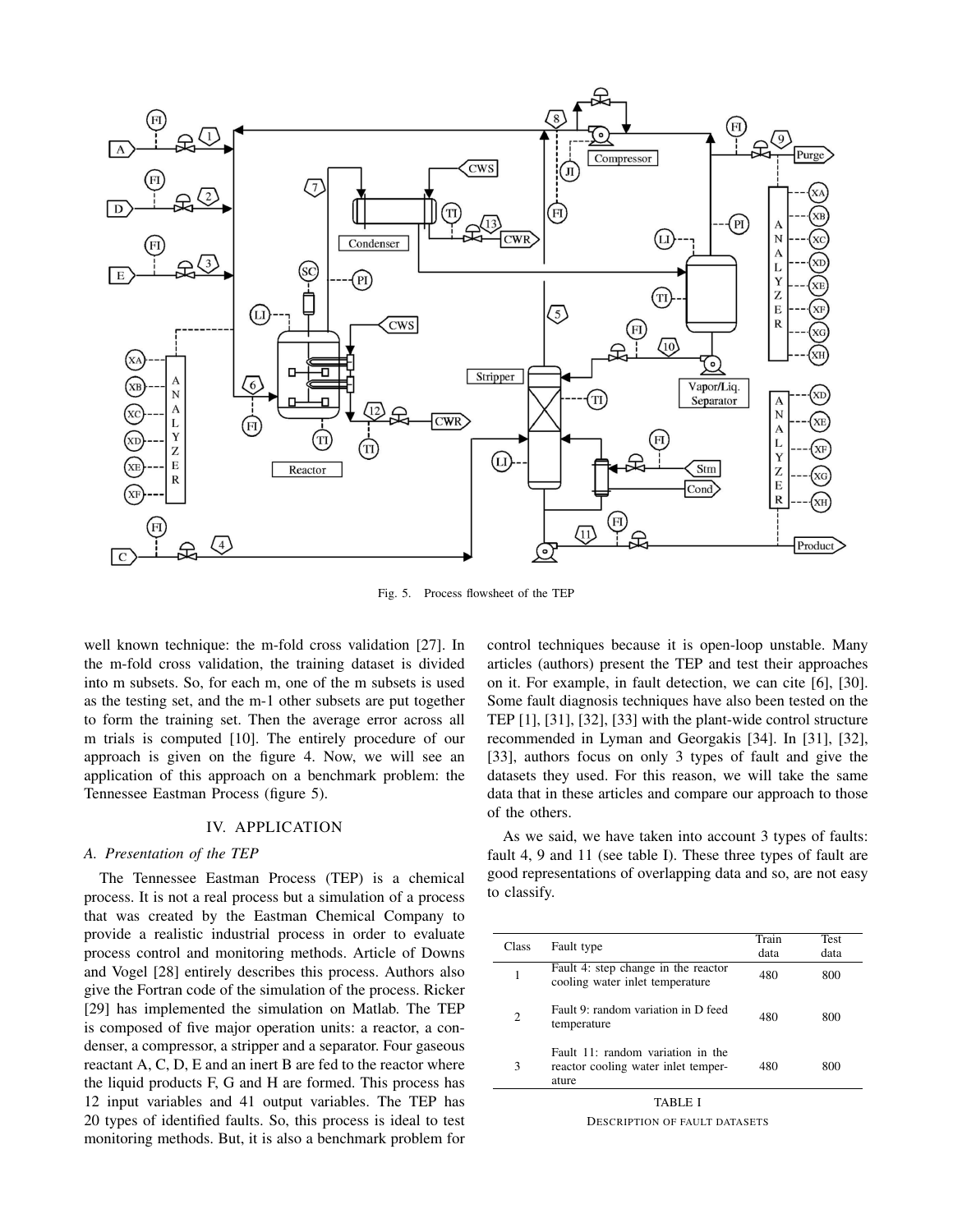Fig. 5. Process flowsheet of the TEP

well known technique: the m-fold cross validation [27]. In the m-fold cross validation, the training dataset is divided into m subsets. So, for each m, one of the m subsets is used as the testing set, and the m-1 other subsets are put together to form the training set. Then the average error across all m trials is computed [10]. The entirely procedure of our approach is given on the figure 4. Now, we will see an application of this approach on a benchmark problem: the Tennessee Eastman Process (figure 5).

## IV. APPLICATION

### A. Presentation of the TEP

The Tennessee Eastman Process (TEP) is a chemical process. It is not a real process but a simulation of a process that was created by the Eastman Chemical Company to provide a realistic industrial process in order to evaluate process control and monitoring methods. Article of Downs and Vogel [28] entirely describes this process. Authors also give the Fortran code of the simulation of the process. Ricker [29] has implemented the simulation on Matlab. The TEP is composed of five major operation units: a reactor, a condenser, a compressor, a stripper and a separator. Four gaseous reactant A, C, D, E and an inert B are fed to the reactor where the liquid products F, G and H are formed. This process has 12 input variables and 41 output variables. The TEP has 20 types of identified faults. So, this process is ideal to test monitoring methods. But, it is also a benchmark problem for control techniques because it is open-loop unstable. Many articles (authors) present the TEP and test their approaches on it. For example, in fault detection, we can cite [6], [30]. Some fault diagnosis techniques have also been tested on the TEP [1], [31], [32], [33] with the plant-wide control structure recommended in Lyman and Georgakis [34]. In [31], [32], [33], authors focus on only 3 types of fault and give the datasets they used. For this reason, we will take the same data that in these articles and compare our approach to those of the others.

As we said, we have taken into account 3 types of faults: fault 4, 9 and 11 (see table I). These three types of fault are good representations of overlapping data and so, are not easy to classify.

| Class | Fault type | Train data | Test data |
|---|---|---|---|
| 1 | Fault 4: step change in the reactor cooling water inlet temperature | 480 | 800 |
| 2 | Fault 9: random variation in D feed temperature | 480 | 800 |
| 3 | Fault 11: random variation in the reactor cooling water inlet temperature | 480 | 800 |

TABLE I

DESCRIPTION OF FAULT DATASETS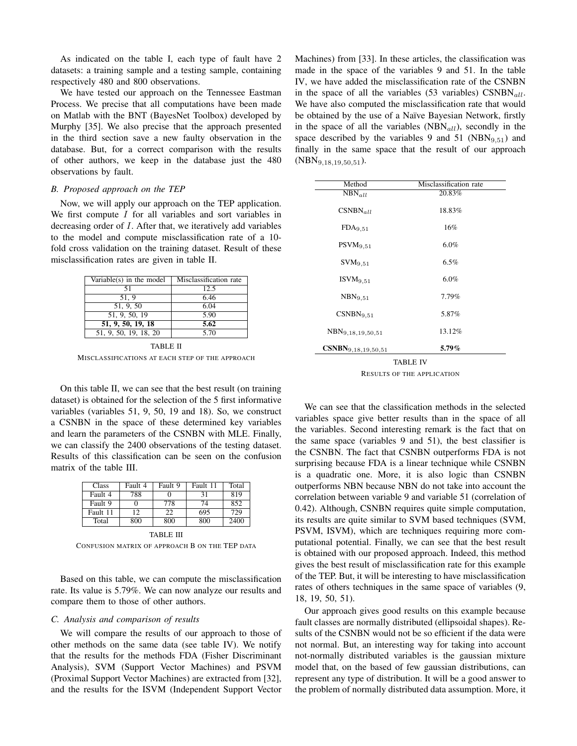As indicated on the table I, each type of fault have 2 datasets: a training sample and a testing sample, containing respectively 480 and 800 observations.

We have tested our approach on the Tennessee Eastman Process. We precise that all computations have been made on Matlab with the BNT (BayesNet Toolbox) developed by Murphy [35]. We also precise that the approach presented in the third section save a new faulty observation in the database. But, for a correct comparison with the results of other authors, we keep in the database just the 480 observations by fault.

### *B. Proposed approach on the TEP*

Now, we will apply our approach on the TEP application. We first compute $I$ for all variables and sort variables in decreasing order of $I$. After that, we iteratively add variables to the model and compute misclassification rate of a 10-fold cross validation on the training dataset. Result of these misclassification rates are given in table II.

| Variable(s) in the model | Misclassification rate |
|---|---|
| 51 | 12.5 |
| 51, 9 | 6.46 |
| 51, 9, 50 | 6.04 |
| 51, 9, 50, 19 | 5.90 |
| **51, 9, 50, 19, 18** | **5.62** |
| 51, 9, 50, 19, 18, 20 | 5.70 |

TABLE II
MISCLASSIFICATIONS AT EACH STEP OF THE APPROACH

On this table II, we can see that the best result (on training dataset) is obtained for the selection of the 5 first informative variables (variables 51, 9, 50, 19 and 18). So, we construct a CSNBN in the space of these determined key variables and learn the parameters of the CSNBN with MLE. Finally, we can classify the 2400 observations of the testing dataset. Results of this classification can be seen on the confusion matrix of the table III.

| Class | Fault 4 | Fault 9 | Fault 11 | Total |
|---|---|---|---|---|
| Fault 4 | 788 | 0 | 31 | 819 |
| Fault 9 | 0 | 778 | 74 | 852 |
| Fault 11 | 12 | 22 | 695 | 729 |
| Total | 800 | 800 | 800 | 2400 |

TABLE III
CONFUSION MATRIX OF APPROACH B ON THE TEP DATA

Based on this table, we can compute the misclassification rate. Its value is 5.79%. We can now analyze our results and compare them to those of other authors.

### *C. Analysis and comparison of results*

We will compare the results of our approach to those of other methods on the same data (see table IV). We notify that the results for the methods FDA (Fisher Discriminant Analysis), SVM (Support Vector Machines) and PSVM (Proximal Support Vector Machines) are extracted from [32], and the results for the ISVM (Independent Support Vector Machines) from [33]. In these articles, the classification was made in the space of the variables 9 and 51. In the table IV, we have added the misclassification rate of the CSNBN in the space of all the variables (53 variables) $\text{CSNBN}_{all}$. We have also computed the misclassification rate that would be obtained by the use of a Naïve Bayesian Network, firstly in the space of all the variables ($\text{NBN}_{all}$), secondly in the space described by the variables 9 and 51 ($\text{NBN}_{9,51}$) and finally in the same space that the result of our approach ($\text{NBN}_{9,18,19,50,51}$).

| Method | Misclassification rate |
|---|---|
| $\text{NBN}_{all}$ | 20.83% |
| $\text{CSNBN}_{all}$ | 18.83% |
| $\text{FDA}_{9,51}$ | 16% |
| $\text{PSVM}_{9,51}$ | 6.0% |
| $\text{SVM}_{9,51}$ | 6.5% |
| $\text{ISVM}_{9,51}$ | 6.0% |
| $\text{NBN}_{9,51}$ | 7.79% |
| $\text{CSNBN}_{9,51}$ | 5.87% |
| $\text{NBN}_{9,18,19,50,51}$ | 13.12% |
| $\mathbf{CSNBN}_{9,18,19,50,51}$ | **5.79%** |

TABLE IV
RESULTS OF THE APPLICATION

We can see that the classification methods in the selected variables space give better results than in the space of all the variables. Second interesting remark is the fact that on the same space (variables 9 and 51), the best classifier is the CSNBN. The fact that CSNBN outperforms FDA is not surprising because FDA is a linear technique while CSNBN is a quadratic one. More, it is also logic than CSNBN outperforms NBN because NBN do not take into account the correlation between variable 9 and variable 51 (correlation of 0.42). Although, CSNBN requires quite simple computation, its results are quite similar to SVM based techniques (SVM, PSVM, ISVM), which are techniques requiring more computational potential. Finally, we can see that the best result is obtained with our proposed approach. Indeed, this method gives the best result of misclassification rate for this example of the TEP. But, it will be interesting to have misclassification rates of others techniques in the same space of variables (9, 18, 19, 50, 51).

Our approach gives good results on this example because fault classes are normally distributed (ellipsoidal shapes). Results of the CSNBN would not be so efficient if the data were not normal. But, an interesting way for taking into account not-normally distributed variables is the gaussian mixture model that, on the based of few gaussian distributions, can represent any type of distribution. It will be a good answer to the problem of normally distributed data assumption. More, it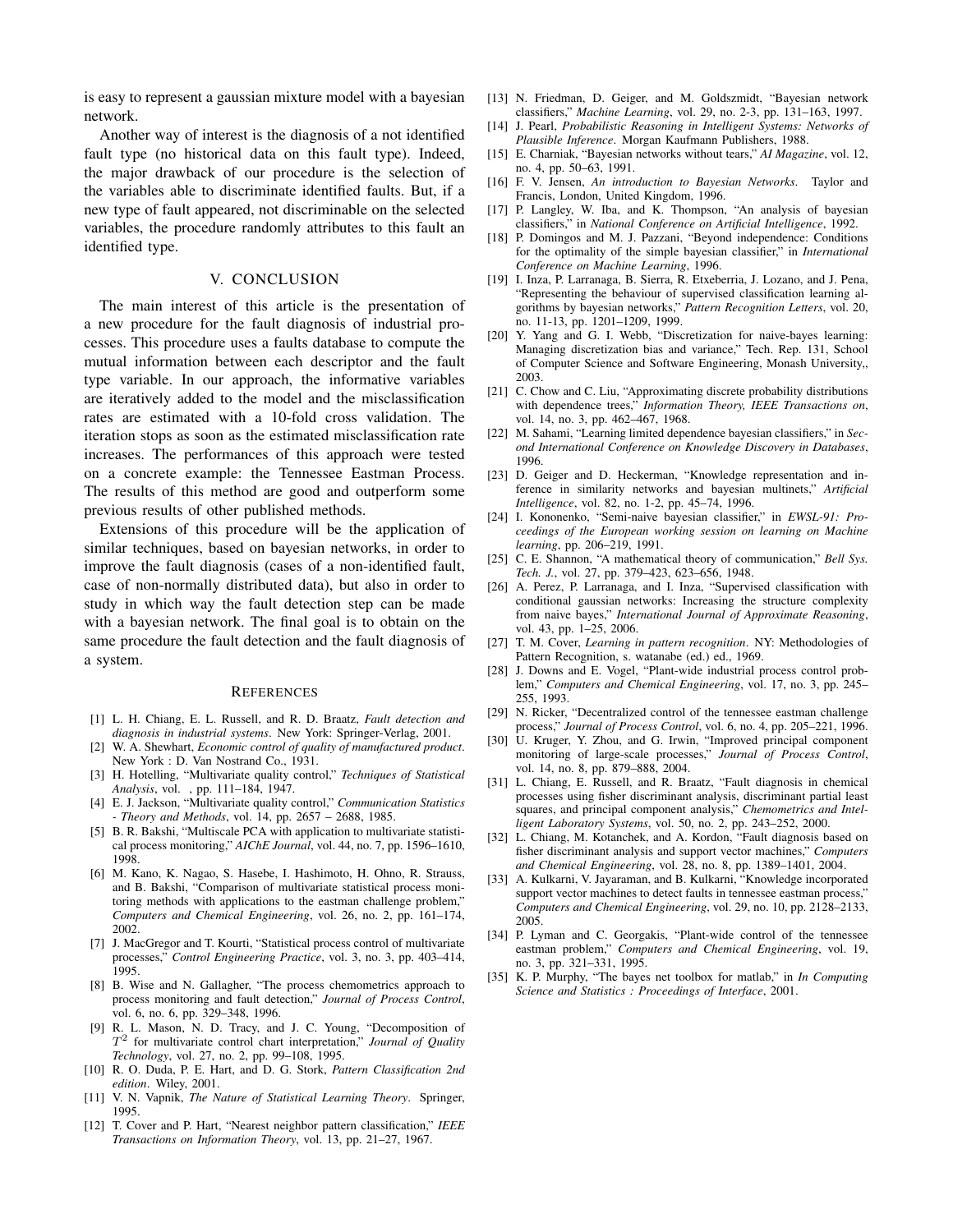is easy to represent a gaussian mixture model with a bayesian network.

Another way of interest is the diagnosis of a not identified fault type (no historical data on this fault type). Indeed, the major drawback of our procedure is the selection of the variables able to discriminate identified faults. But, if a new type of fault appeared, not discriminable on the selected variables, the procedure randomly attributes to this fault an identified type.

## V. CONCLUSION

The main interest of this article is the presentation of a new procedure for the fault diagnosis of industrial processes. This procedure uses a faults database to compute the mutual information between each descriptor and the fault type variable. In our approach, the informative variables are iteratively added to the model and the misclassification rates are estimated with a 10-fold cross validation. The iteration stops as soon as the estimated misclassification rate increases. The performances of this approach were tested on a concrete example: the Tennessee Eastman Process. The results of this method are good and outperform some previous results of other published methods.

Extensions of this procedure will be the application of similar techniques, based on bayesian networks, in order to improve the fault diagnosis (cases of a non-identified fault, case of non-normally distributed data), but also in order to study in which way the fault detection step can be made with a bayesian network. The final goal is to obtain on the same procedure the fault detection and the fault diagnosis of a system.

## REFERENCES

[1] L. H. Chiang, E. L. Russell, and R. D. Braatz, *Fault detection and diagnosis in industrial systems*. New York: Springer-Verlag, 2001.

[2] W. A. Shewhart, *Economic control of quality of manufactured product*. New York : D. Van Nostrand Co., 1931.

[3] H. Hotelling, "Multivariate quality control," *Techniques of Statistical Analysis*, vol. , pp. 111–184, 1947.

[4] E. J. Jackson, "Multivariate quality control," *Communication Statistics - Theory and Methods*, vol. 14, pp. 2657 – 2688, 1985.

[5] B. R. Bakshi, "Multiscale PCA with application to multivariate statistical process monitoring," *AIChE Journal*, vol. 44, no. 7, pp. 1596–1610, 1998.

[6] M. Kano, K. Nagao, S. Hasebe, I. Hashimoto, H. Ohno, R. Strauss, and B. Bakshi, "Comparison of multivariate statistical process monitoring methods with applications to the eastman challenge problem," *Computers and Chemical Engineering*, vol. 26, no. 2, pp. 161–174, 2002.

[7] J. MacGregor and T. Kourti, "Statistical process control of multivariate processes," *Control Engineering Practice*, vol. 3, no. 3, pp. 403–414, 1995.

[8] B. Wise and N. Gallagher, "The process chemometrics approach to process monitoring and fault detection," *Journal of Process Control*, vol. 6, no. 6, pp. 329–348, 1996.

[9] R. L. Mason, N. D. Tracy, and J. C. Young, "Decomposition of $T^2$ for multivariate control chart interpretation," *Journal of Quality Technology*, vol. 27, no. 2, pp. 99–108, 1995.

[10] R. O. Duda, P. E. Hart, and D. G. Stork, *Pattern Classification 2nd edition*. Wiley, 2001.

[11] V. N. Vapnik, *The Nature of Statistical Learning Theory*. Springer, 1995.

[12] T. Cover and P. Hart, "Nearest neighbor pattern classification," *IEEE Transactions on Information Theory*, vol. 13, pp. 21–27, 1967.

[13] N. Friedman, D. Geiger, and M. Goldszmidt, "Bayesian network classifiers," *Machine Learning*, vol. 29, no. 2-3, pp. 131–163, 1997.

[14] J. Pearl, *Probabilistic Reasoning in Intelligent Systems: Networks of Plausible Inference*. Morgan Kaufmann Publishers, 1988.

[15] E. Charniak, "Bayesian networks without tears," *AI Magazine*, vol. 12, no. 4, pp. 50–63, 1991.

[16] F. V. Jensen, *An introduction to Bayesian Networks*. Taylor and Francis, London, United Kingdom, 1996.

[17] P. Langley, W. Iba, and K. Thompson, "An analysis of bayesian classifiers," in *National Conference on Artificial Intelligence*, 1992.

[18] P. Domingos and M. J. Pazzani, "Beyond independence: Conditions for the optimality of the simple bayesian classifier," in *International Conference on Machine Learning*, 1996.

[19] I. Inza, P. Larranaga, B. Sierra, R. Etxeberria, J. Lozano, and J. Pena, "Representing the behaviour of supervised classification learning algorithms by bayesian networks," *Pattern Recognition Letters*, vol. 20, no. 11-13, pp. 1201–1209, 1999.

[20] Y. Yang and G. I. Webb, "Discretization for naive-bayes learning: Managing discretization bias and variance," Tech. Rep. 131, School of Computer Science and Software Engineering, Monash University,, 2003.

[21] C. Chow and C. Liu, "Approximating discrete probability distributions with dependence trees," *Information Theory, IEEE Transactions on*, vol. 14, no. 3, pp. 462–467, 1968.

[22] M. Sahami, "Learning limited dependence bayesian classifiers," in *Second International Conference on Knowledge Discovery in Databases*, 1996.

[23] D. Geiger and D. Heckerman, "Knowledge representation and inference in similarity networks and bayesian multinets," *Artificial Intelligence*, vol. 82, no. 1-2, pp. 45–74, 1996.

[24] I. Kononenko, "Semi-naive bayesian classifier," in *EWSL-91: Proceedings of the European working session on learning on Machine learning*, pp. 206–219, 1991.

[25] C. E. Shannon, "A mathematical theory of communication," *Bell Sys. Tech. J.*, vol. 27, pp. 379–423, 623–656, 1948.

[26] A. Perez, P. Larranaga, and I. Inza, "Supervised classification with conditional gaussian networks: Increasing the structure complexity from naive bayes," *International Journal of Approximate Reasoning*, vol. 43, pp. 1–25, 2006.

[27] T. M. Cover, *Learning in pattern recognition*. NY: Methodologies of Pattern Recognition, s. watanabe (ed.) ed., 1969.

[28] J. Downs and E. Vogel, "Plant-wide industrial process control problem," *Computers and Chemical Engineering*, vol. 17, no. 3, pp. 245–255, 1993.

[29] N. Ricker, "Decentralized control of the tennessee eastman challenge process," *Journal of Process Control*, vol. 6, no. 4, pp. 205–221, 1996.

[30] U. Kruger, Y. Zhou, and G. Irwin, "Improved principal component monitoring of large-scale processes," *Journal of Process Control*, vol. 14, no. 8, pp. 879–888, 2004.

[31] L. Chiang, E. Russell, and R. Braatz, "Fault diagnosis in chemical processes using fisher discriminant analysis, discriminant partial least squares, and principal component analysis," *Chemometrics and Intelligent Laboratory Systems*, vol. 50, no. 2, pp. 243–252, 2000.

[32] L. Chiang, M. Kotanchek, and A. Kordon, "Fault diagnosis based on fisher discriminant analysis and support vector machines," *Computers and Chemical Engineering*, vol. 28, no. 8, pp. 1389–1401, 2004.

[33] A. Kulkarni, V. Jayaraman, and B. Kulkarni, "Knowledge incorporated support vector machines to detect faults in tennessee eastman process," *Computers and Chemical Engineering*, vol. 29, no. 10, pp. 2128–2133, 2005.

[34] P. Lyman and C. Georgakis, "Plant-wide control of the tennessee eastman problem," *Computers and Chemical Engineering*, vol. 19, no. 3, pp. 321–331, 1995.

[35] K. P. Murphy, "The bayes net toolbox for matlab," in *In Computing Science and Statistics : Proceedings of Interface*, 2001.